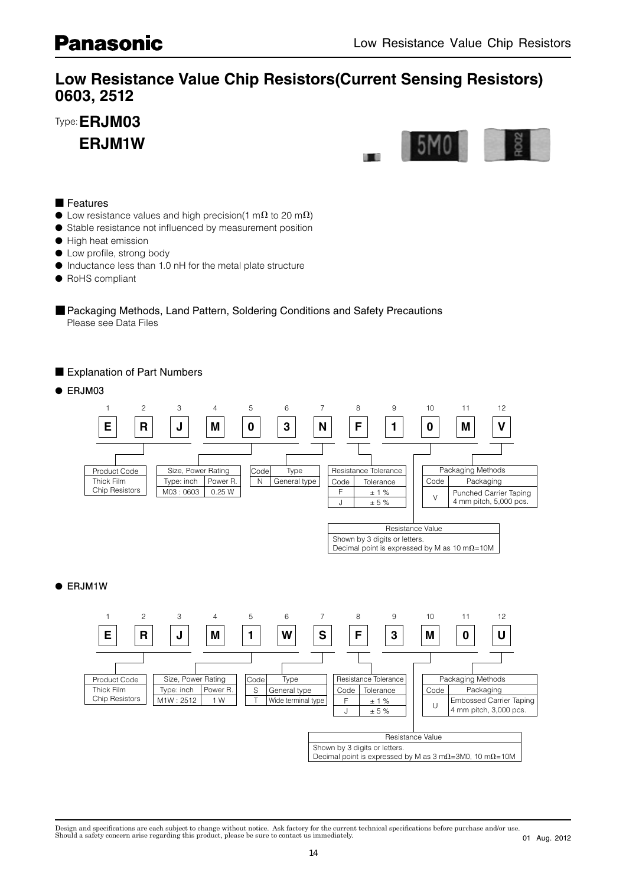# Low Resistance Value Chip Resistors(Current Sensing Resistors) 0603, 2512

Type: **ERJM03**
**ERJM1W**

## ■ Features

- Low resistance values and high precision(1 mΩ to 20 mΩ)
- Stable resistance not influenced by measurement position
- High heat emission
- Low profile, strong body
- Inductance less than 1.0 nH for the metal plate structure
- RoHS compliant

## ■ Packaging Methods, Land Pattern, Soldering Conditions and Safety Precautions

Please see Data Files

## ■ Explanation of Part Numbers

### ● ERJM03

| 1 | 2 | 3 | 4 | 5 | 6 | 7 | 8 | 9 | 10 | 11 | 12 |
|---|---|---|---|---|---|---|---|---|---|---|---|
| E | R | J | M | 0 | 3 | N | F | 1 | 0 | M | V |

**Product Code** (1–3)

| Product Code |
|---|
| Thick Film Chip Resistors |

**Size, Power Rating** (4–6)

| Type: inch | Power R. |
|---|---|
| M03 : 0603 | 0.25 W |

**Type** (7)

| Code | Type |
|---|---|
| N | General type |

**Resistance Tolerance** (8)

| Code | Tolerance |
|---|---|
| F | ± 1 % |
| J | ± 5 % |

**Resistance Value** (9–11)

Shown by 3 digits or letters.
Decimal point is expressed by M as 10 mΩ=10M

**Packaging Methods** (12)

| Code | Packaging |
|---|---|
| V | Punched Carrier Taping 4 mm pitch, 5,000 pcs. |

### ● ERJM1W

| 1 | 2 | 3 | 4 | 5 | 6 | 7 | 8 | 9 | 10 | 11 | 12 |
|---|---|---|---|---|---|---|---|---|---|---|---|
| E | R | J | M | 1 | W | S | F | 3 | M | 0 | U |

**Product Code** (1–3)

| Product Code |
|---|
| Thick Film Chip Resistors |

**Size, Power Rating** (4–6)

| Type: inch | Power R. |
|---|---|
| M1W : 2512 | 1 W |

**Type** (7)

| Code | Type |
|---|---|
| S | General type |
| T | Wide terminal type |

**Resistance Tolerance** (8)

| Code | Tolerance |
|---|---|
| F | ± 1 % |
| J | ± 5 % |

**Resistance Value** (9–11)

Shown by 3 digits or letters.
Decimal point is expressed by M as 3 mΩ=3M0, 10 mΩ=10M

**Packaging Methods** (12)

| Code | Packaging |
|---|---|
| U | Embossed Carrier Taping 4 mm pitch, 3,000 pcs. |

Design and specifications are each subject to change without notice. Ask factory for the current technical specifications before purchase and/or use. Should a safety concern arise regarding this product, please be sure to contact us immediately.

01 Aug. 2012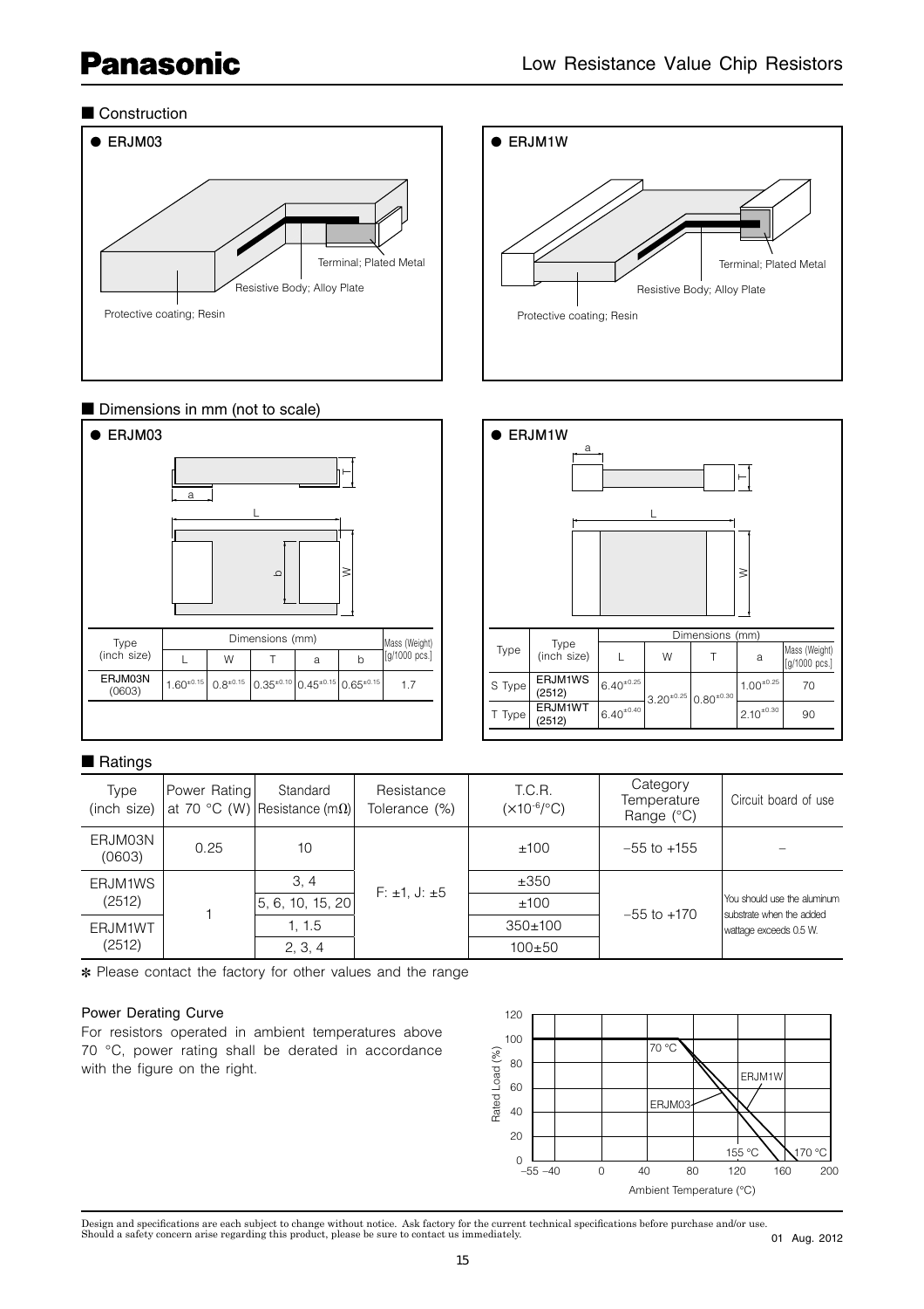## Construction

● ERJM03

Terminal; Plated Metal

Resistive Body; Alloy Plate

Protective coating; Resin

● ERJM1W

Terminal; Plated Metal

Resistive Body; Alloy Plate

Protective coating; Resin

## Dimensions in mm (not to scale)

● ERJM03

| Type (inch size) | Dimensions (mm) | | | | | Mass (Weight) [g/1000 pcs.] |
|---|---|---|---|---|---|---|
| | L | W | T | a | b | |
| ERJM03N (0603) | $1.60^{\pm0.15}$ | $0.8^{\pm0.15}$ | $0.35^{\pm0.10}$ | $0.45^{\pm0.15}$ | $0.65^{\pm0.15}$ | 1.7 |

● ERJM1W

| Type | Type (inch size) | Dimensions (mm) | | | | Mass (Weight) [g/1000 pcs.] |
|---|---|---|---|---|---|---|
| | | L | W | T | a | |
| S Type | ERJM1WS (2512) | $6.40^{\pm0.25}$ | $3.20^{\pm0.25}$ | $0.80^{\pm0.30}$ | $1.00^{\pm0.25}$ | 70 |
| T Type | ERJM1WT (2512) | $6.40^{\pm0.40}$ | | | $2.10^{\pm0.30}$ | 90 |

## Ratings

| Type (inch size) | Power Rating at 70 °C (W) | Standard Resistance (mΩ) | Resistance Tolerance (%) | T.C.R. ($\times10^{-6}$/°C) | Category Temperature Range (°C) | Circuit board of use |
|---|---|---|---|---|---|---|
| ERJM03N (0603) | 0.25 | 10 | F: ±1, J: ±5 | ±100 | −55 to +155 | – |
| ERJM1WS (2512) | 1 | 3, 4 | | ±350 | −55 to +170 | You should use the aluminum substrate when the added wattage exceeds 0.5 W. |
| | | 5, 6, 10, 15, 20 | | ±100 | | |
| ERJM1WT (2512) | | 1, 1.5 | | 350±100 | | |
| | | 2, 3, 4 | | 100±50 | | |

✻ Please contact the factory for other values and the range

### Power Derating Curve

For resistors operated in ambient temperatures above 70 °C, power rating shall be derated in accordance with the figure on the right.

Rated Load (%)
120
100
80
60
40
20
0
70 °C
ERJM1W
ERJM03
155 °C
170 °C
−55 −40 0 40 80 120 160 200
Ambient Temperature (°C)

Design and specifications are each subject to change without notice. Ask factory for the current technical specifications before purchase and/or use.
Should a safety concern arise regarding this product, please be sure to contact us immediately.

01 Aug. 2012